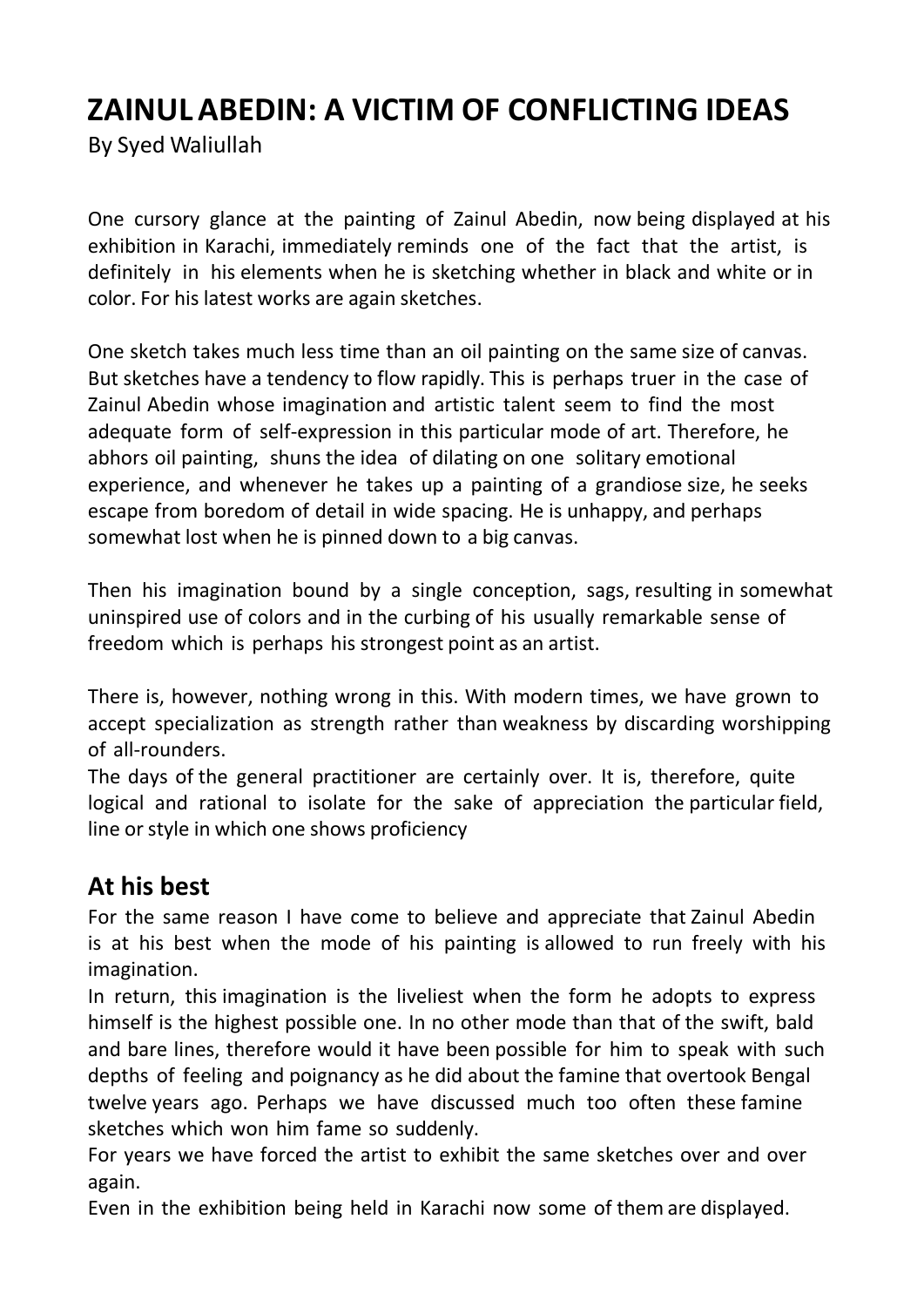# ZAINUL ABEDIN: A VICTIM OF CONFLICTING IDEAS

By Syed Waliullah

One cursory glance at the painting of Zainul Abedin, now being displayed at his exhibition in Karachi, immediately reminds one of the fact that the artist, is definitely in his elements when he is sketching whether in black and white or in color. For his latest works are again sketches.

One sketch takes much less time than an oil painting on the same size of canvas. But sketches have a tendency to flow rapidly. This is perhaps truer in the case of Zainul Abedin whose imagination and artistic talent seem to find the most adequate form of self-expression in this particular mode of art. Therefore, he abhors oil painting, shuns the idea of dilating on one solitary emotional experience, and whenever he takes up a painting of a grandiose size, he seeks escape from boredom of detail in wide spacing. He is unhappy, and perhaps somewhat lost when he is pinned down to a big canvas.

Then his imagination bound by a single conception, sags, resulting in somewhat uninspired use of colors and in the curbing of his usually remarkable sense of freedom which is perhaps his strongest point as an artist.

There is, however, nothing wrong in this. With modern times, we have grown to accept specialization as strength rather than weakness by discarding worshipping of all-rounders.
The days of the general practitioner are certainly over. It is, therefore, quite logical and rational to isolate for the sake of appreciation the particular field, line or style in which one shows proficiency

## At his best

For the same reason I have come to believe and appreciate that Zainul Abedin is at his best when the mode of his painting is allowed to run freely with his imagination.
In return, this imagination is the liveliest when the form he adopts to express himself is the highest possible one. In no other mode than that of the swift, bald and bare lines, therefore would it have been possible for him to speak with such depths of feeling and poignancy as he did about the famine that overtook Bengal twelve years ago. Perhaps we have discussed much too often these famine sketches which won him fame so suddenly.
For years we have forced the artist to exhibit the same sketches over and over again.
Even in the exhibition being held in Karachi now some of them are displayed.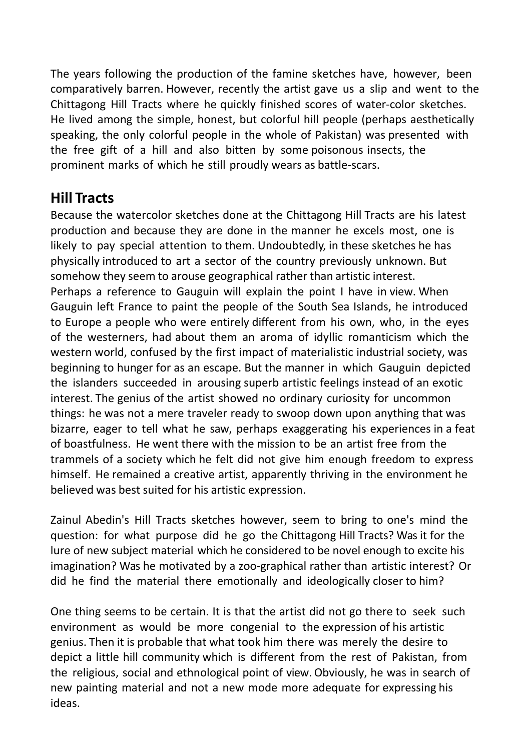The years following the production of the famine sketches have, however, been comparatively barren. However, recently the artist gave us a slip and went to the Chittagong Hill Tracts where he quickly finished scores of water-color sketches. He lived among the simple, honest, but colorful hill people (perhaps aesthetically speaking, the only colorful people in the whole of Pakistan) was presented with the free gift of a hill and also bitten by some poisonous insects, the prominent marks of which he still proudly wears as battle-scars.

## Hill Tracts

Because the watercolor sketches done at the Chittagong Hill Tracts are his latest production and because they are done in the manner he excels most, one is likely to pay special attention to them. Undoubtedly, in these sketches he has physically introduced to art a sector of the country previously unknown. But somehow they seem to arouse geographical rather than artistic interest.
Perhaps a reference to Gauguin will explain the point I have in view. When Gauguin left France to paint the people of the South Sea Islands, he introduced to Europe a people who were entirely different from his own, who, in the eyes of the westerners, had about them an aroma of idyllic romanticism which the western world, confused by the first impact of materialistic industrial society, was beginning to hunger for as an escape. But the manner in which Gauguin depicted the islanders succeeded in arousing superb artistic feelings instead of an exotic interest. The genius of the artist showed no ordinary curiosity for uncommon things: he was not a mere traveler ready to swoop down upon anything that was bizarre, eager to tell what he saw, perhaps exaggerating his experiences in a feat of boastfulness. He went there with the mission to be an artist free from the trammels of a society which he felt did not give him enough freedom to express himself. He remained a creative artist, apparently thriving in the environment he believed was best suited for his artistic expression.

Zainul Abedin's Hill Tracts sketches however, seem to bring to one's mind the question: for what purpose did he go the Chittagong Hill Tracts? Was it for the lure of new subject material which he considered to be novel enough to excite his imagination? Was he motivated by a zoo-graphical rather than artistic interest? Or did he find the material there emotionally and ideologically closer to him?

One thing seems to be certain. It is that the artist did not go there to seek such environment as would be more congenial to the expression of his artistic genius. Then it is probable that what took him there was merely the desire to depict a little hill community which is different from the rest of Pakistan, from the religious, social and ethnological point of view. Obviously, he was in search of new painting material and not a new mode more adequate for expressing his ideas.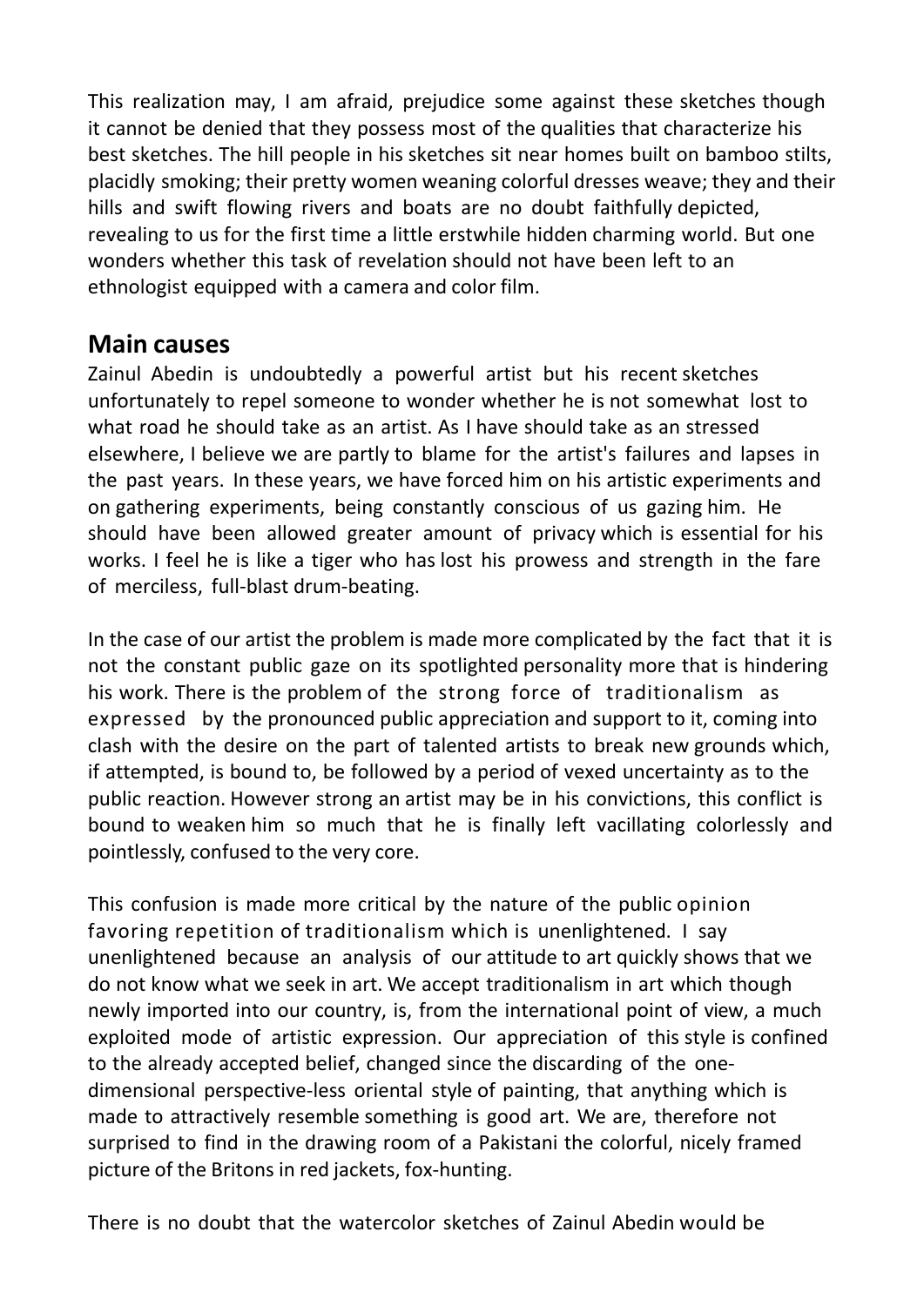This realization may, I am afraid, prejudice some against these sketches though it cannot be denied that they possess most of the qualities that characterize his best sketches. The hill people in his sketches sit near homes built on bamboo stilts, placidly smoking; their pretty women weaning colorful dresses weave; they and their hills and swift flowing rivers and boats are no doubt faithfully depicted, revealing to us for the first time a little erstwhile hidden charming world. But one wonders whether this task of revelation should not have been left to an ethnologist equipped with a camera and color film.

## Main causes

Zainul Abedin is undoubtedly a powerful artist but his recent sketches unfortunately to repel someone to wonder whether he is not somewhat lost to what road he should take as an artist. As I have should take as an stressed elsewhere, I believe we are partly to blame for the artist's failures and lapses in the past years. In these years, we have forced him on his artistic experiments and on gathering experiments, being constantly conscious of us gazing him. He should have been allowed greater amount of privacy which is essential for his works. I feel he is like a tiger who has lost his prowess and strength in the fare of merciless, full-blast drum-beating.

In the case of our artist the problem is made more complicated by the fact that it is not the constant public gaze on its spotlighted personality more that is hindering his work. There is the problem of the strong force of traditionalism as expressed by the pronounced public appreciation and support to it, coming into clash with the desire on the part of talented artists to break new grounds which, if attempted, is bound to, be followed by a period of vexed uncertainty as to the public reaction. However strong an artist may be in his convictions, this conflict is bound to weaken him so much that he is finally left vacillating colorlessly and pointlessly, confused to the very core.

This confusion is made more critical by the nature of the public opinion favoring repetition of traditionalism which is unenlightened. I say unenlightened because an analysis of our attitude to art quickly shows that we do not know what we seek in art. We accept traditionalism in art which though newly imported into our country, is, from the international point of view, a much exploited mode of artistic expression. Our appreciation of this style is confined to the already accepted belief, changed since the discarding of the one-dimensional perspective-less oriental style of painting, that anything which is made to attractively resemble something is good art. We are, therefore not surprised to find in the drawing room of a Pakistani the colorful, nicely framed picture of the Britons in red jackets, fox-hunting.

There is no doubt that the watercolor sketches of Zainul Abedin would be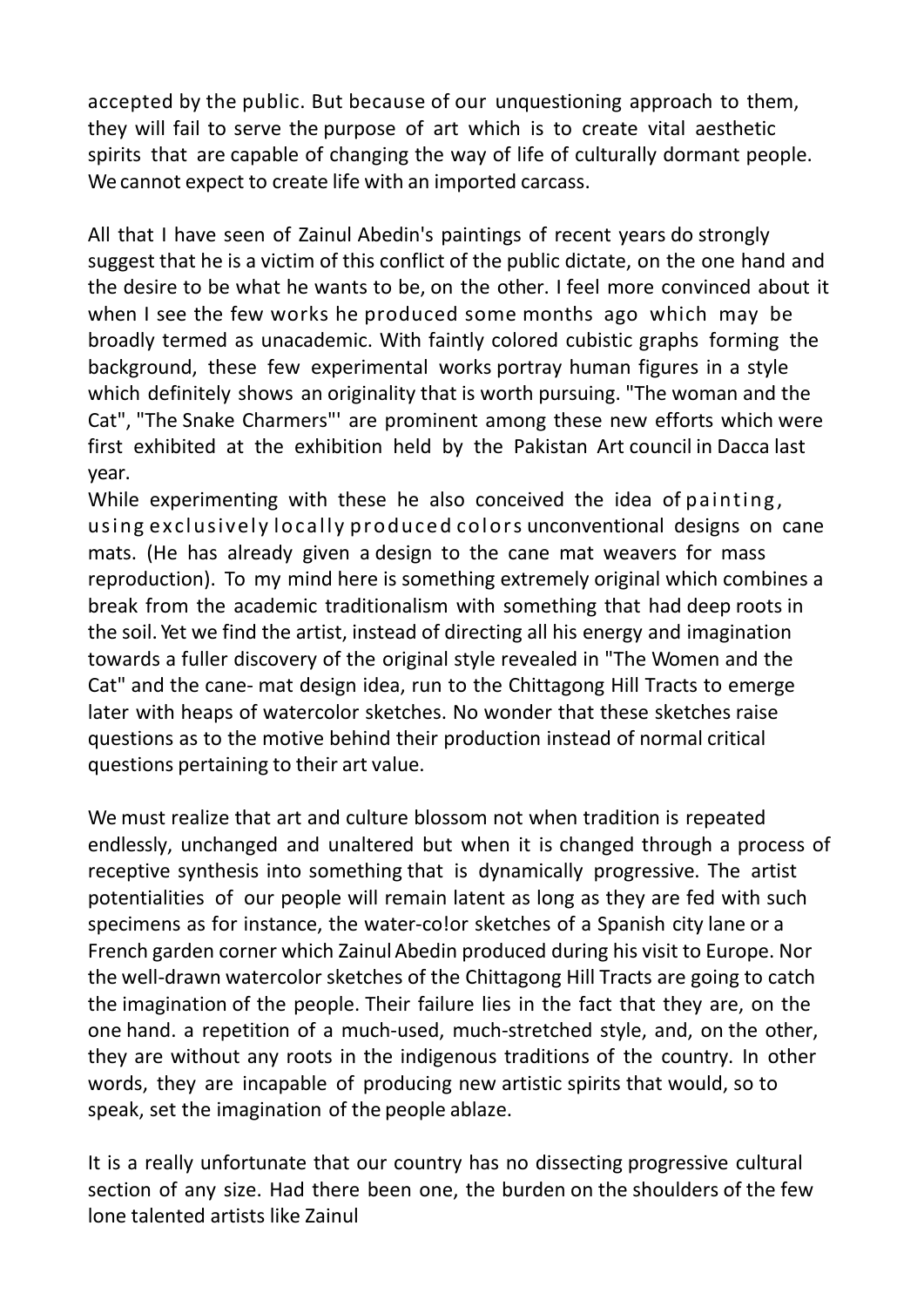accepted by the public. But because of our unquestioning approach to them, they will fail to serve the purpose of art which is to create vital aesthetic spirits that are capable of changing the way of life of culturally dormant people. We cannot expect to create life with an imported carcass.

All that I have seen of Zainul Abedin's paintings of recent years do strongly suggest that he is a victim of this conflict of the public dictate, on the one hand and the desire to be what he wants to be, on the other. I feel more convinced about it when I see the few works he produced some months ago which may be broadly termed as unacademic. With faintly colored cubistic graphs forming the background, these few experimental works portray human figures in a style which definitely shows an originality that is worth pursuing. "The woman and the Cat", "The Snake Charmers"' are prominent among these new efforts which were first exhibited at the exhibition held by the Pakistan Art council in Dacca last year.

While experimenting with these he also conceived the idea of painting, using exclusively locally produced colors unconventional designs on cane mats. (He has already given a design to the cane mat weavers for mass reproduction). To my mind here is something extremely original which combines a break from the academic traditionalism with something that had deep roots in the soil. Yet we find the artist, instead of directing all his energy and imagination towards a fuller discovery of the original style revealed in "The Women and the Cat" and the cane- mat design idea, run to the Chittagong Hill Tracts to emerge later with heaps of watercolor sketches. No wonder that these sketches raise questions as to the motive behind their production instead of normal critical questions pertaining to their art value.

We must realize that art and culture blossom not when tradition is repeated endlessly, unchanged and unaltered but when it is changed through a process of receptive synthesis into something that is dynamically progressive. The artist potentialities of our people will remain latent as long as they are fed with such specimens as for instance, the water-co!or sketches of a Spanish city lane or a French garden corner which Zainul Abedin produced during his visit to Europe. Nor the well-drawn watercolor sketches of the Chittagong Hill Tracts are going to catch the imagination of the people. Their failure lies in the fact that they are, on the one hand. a repetition of a much-used, much-stretched style, and, on the other, they are without any roots in the indigenous traditions of the country. In other words, they are incapable of producing new artistic spirits that would, so to speak, set the imagination of the people ablaze.

It is a really unfortunate that our country has no dissecting progressive cultural section of any size. Had there been one, the burden on the shoulders of the few lone talented artists like Zainul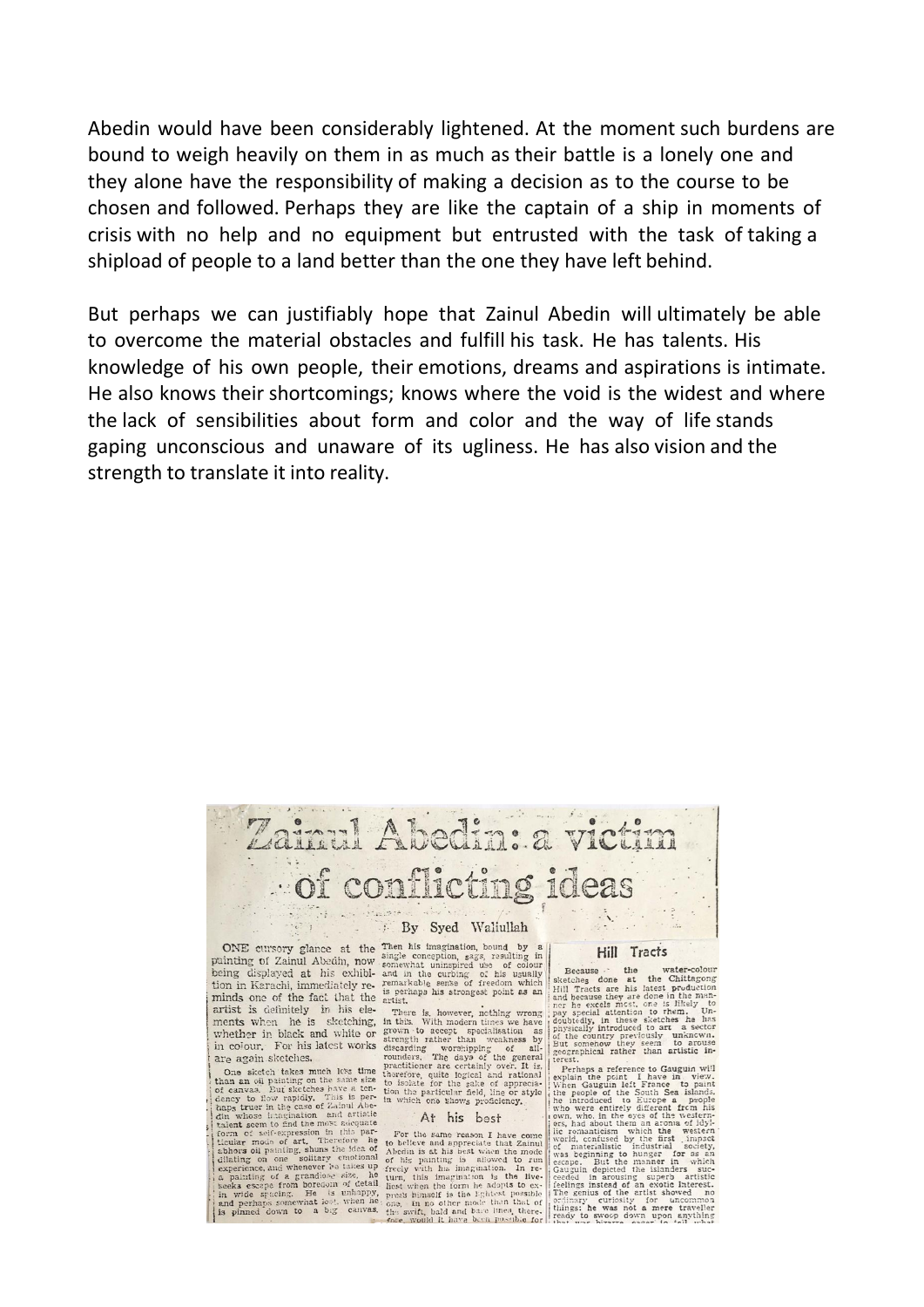Abedin would have been considerably lightened. At the moment such burdens are bound to weigh heavily on them in as much as their battle is a lonely one and they alone have the responsibility of making a decision as to the course to be chosen and followed. Perhaps they are like the captain of a ship in moments of crisis with no help and no equipment but entrusted with the task of taking a shipload of people to a land better than the one they have left behind.

But perhaps we can justifiably hope that Zainul Abedin will ultimately be able to overcome the material obstacles and fulfill his task. He has talents. His knowledge of his own people, their emotions, dreams and aspirations is intimate. He also knows their shortcomings; knows where the void is the widest and where the lack of sensibilities about form and color and the way of life stands gaping unconscious and unaware of its ugliness. He has also vision and the strength to translate it into reality.

# Zainul Abedin: a victim of conflicting ideas

By Syed Waliullah

ONE cursory glance at the painting of Zainul Abedin, now being displayed at his exhibition in Karachi, immediately reminds one of the fact that the artist is definitely in his elements when he is sketching, whether in black and white or in colour. For his latest works are again sketches.

One sketch takes much less time than an oil painting on the same size of canvas. But sketches have a tendency to flow rapidly. This is perhaps truer in the case of Zainul Abedin whose imagination and artistic talent seem to find the most adequate form of self-expression in this particular mode of art. Therefore he abhors oil painting, shuns the idea of dilating on one solitary emotional experience, and whenever he takes up a painting of a grandiose size, he seeks escape from boredom of detail in wide spacing. He is unhappy, and perhaps somewhat lost, when he is pinned down to a big canvas. Then his imagination, bound by a single conception, sags, resulting in somewhat uninspired use of colour and in the curbing of his usually remarkable sense of freedom which is perhaps his strongest point as an artist.

There is, however, nothing wrong in this. With modern times we have grown to accept specialisation as strength rather than weakness by discarding worshipping of all-rounders. The days of the general practitioner are certainly over. It is, therefore, quite logical and rational to isolate for the sake of appreciation the particular field, line or style in which one shows proficiency.

## At his best

For the same reason I have come to believe and appreciate that Zainul Abedin is at his best when the mode of his painting is allowed to run freely with his imagination. In return, this imagination is the liveliest when the form he adopts to express himself is the lightest possible one. In no other mode than that of the swift, bald and bare lines, therefore would it have been possible for

## Hill Tracts

Because the water-colour sketches done at the Chittagong Hill Tracts are his latest production and because they are done in the manner he excels most, one is likely to pay special attention to them. Undoubtedly, in these sketches he has physically introduced to art a sector of the country previously unknown. But somehow they seem to arouse geographical rather than artistic interest.

Perhaps a reference to Gauguin will explain the point I have in view. When Gauguin left France to paint the people of the South Sea islands, he introduced to Europe a people who were entirely different from his own, who, in the eyes of the westerners, had about them an aroma of idyllic romanticism which the western world, confused by the first impact of materialistic industrial society, was beginning to hunger for as an escape. But the manner in which Gauguin depicted the islanders succeeded in arousing superb artistic feelings instead of an exotic interest. The genius of the artist showed no ordinary curiosity for uncommon things: he was not a mere traveller ready to swoop down upon anything that was bizarre, eager to tell what